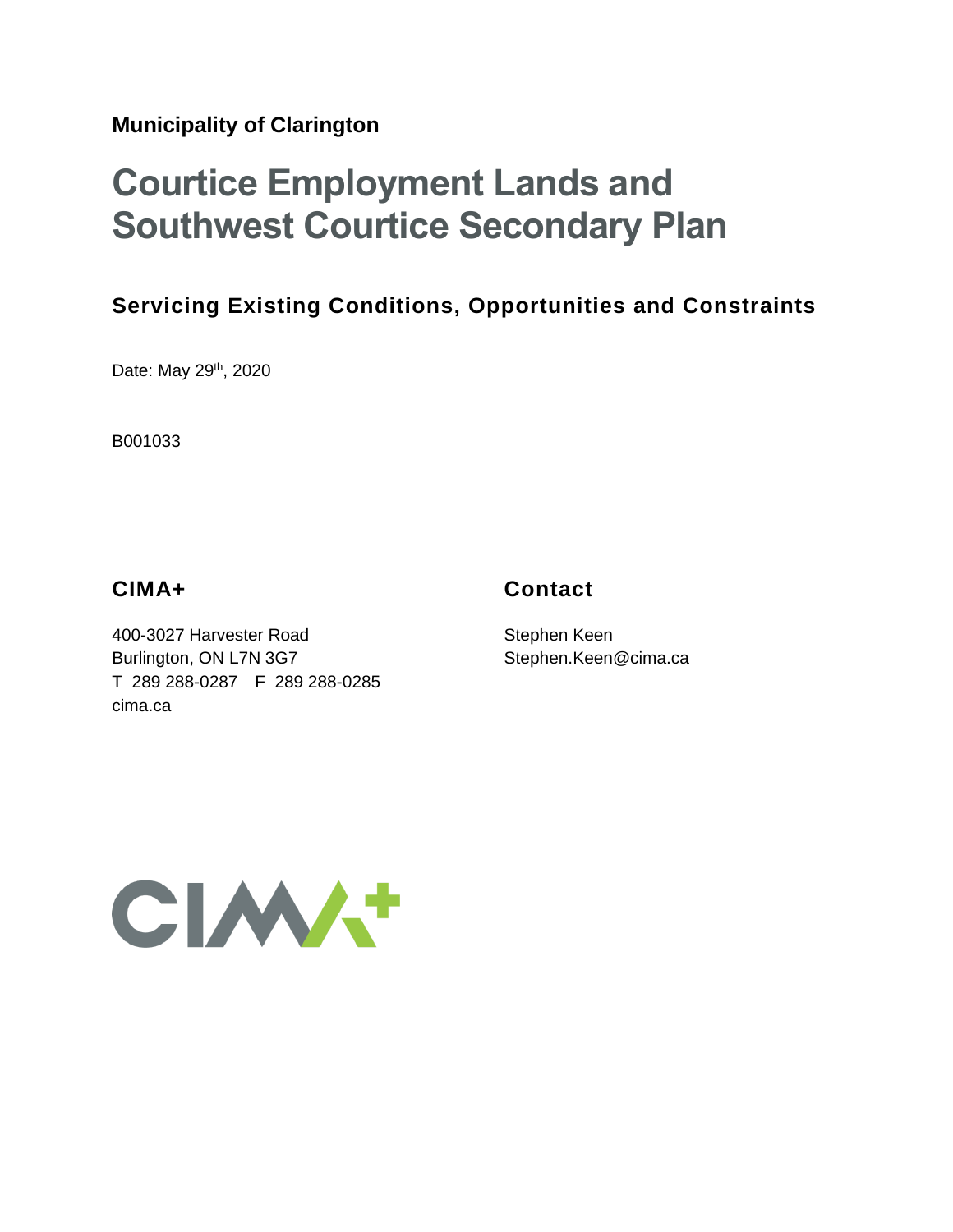**Municipality of Clarington**

# Courtice Employment Lands and Southwest Courtice Secondary Plan

## Servicing Existing Conditions, Opportunities and Constraints

Date: May 29th, 2020

B001033

### CIMA+

400-3027 Harvester Road
Burlington, ON L7N 3G7
T 289 288-0287 F 289 288-0285
cima.ca

### Contact

Stephen Keen
Stephen.Keen@cima.ca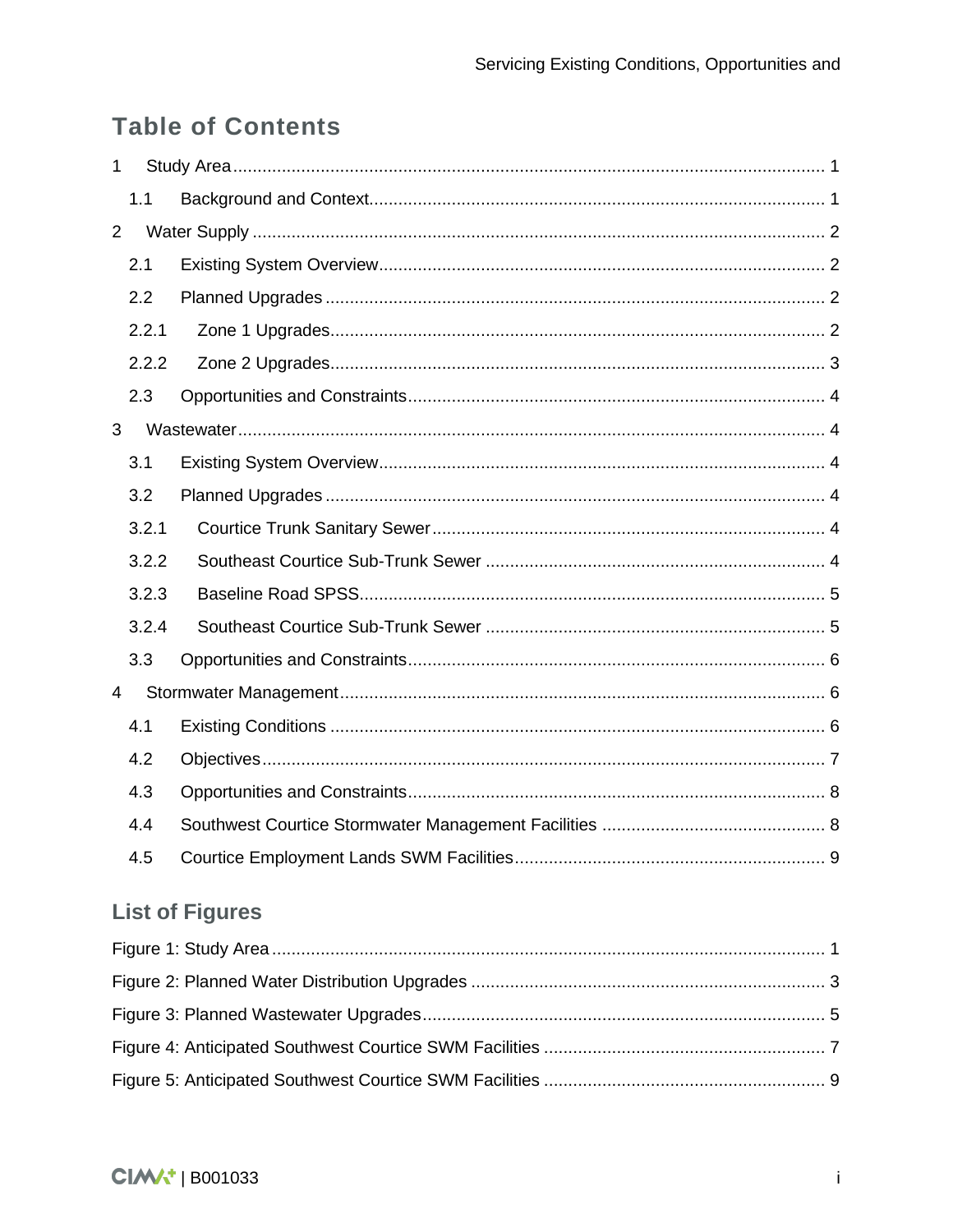# Table of Contents

1 Study Area ........................................................................................................... 1

1.1 Background and Context.............................................................................. 1

2 Water Supply ....................................................................................................... 2

2.1 Existing System Overview............................................................................ 2

2.2 Planned Upgrades ....................................................................................... 2

2.2.1 Zone 1 Upgrades...................................................................................... 2

2.2.2 Zone 2 Upgrades...................................................................................... 3

2.3 Opportunities and Constraints...................................................................... 4

3 Wastewater .......................................................................................................... 4

3.1 Existing System Overview............................................................................ 4

3.2 Planned Upgrades ....................................................................................... 4

3.2.1 Courtice Trunk Sanitary Sewer ................................................................. 4

3.2.2 Southeast Courtice Sub-Trunk Sewer ...................................................... 4

3.2.3 Baseline Road SPSS................................................................................ 5

3.2.4 Southeast Courtice Sub-Trunk Sewer ...................................................... 5

3.3 Opportunities and Constraints...................................................................... 6

4 Stormwater Management ..................................................................................... 6

4.1 Existing Conditions ...................................................................................... 6

4.2 Objectives .................................................................................................... 7

4.3 Opportunities and Constraints...................................................................... 8

4.4 Southwest Courtice Stormwater Management Facilities ............................................. 8

4.5 Courtice Employment Lands SWM Facilities................................................................ 9

## List of Figures

Figure 1: Study Area ............................................................................................... 1

Figure 2: Planned Water Distribution Upgrades ........................................................ 3

Figure 3: Planned Wastewater Upgrades.................................................................. 5

Figure 4: Anticipated Southwest Courtice SWM Facilities ......................................... 7

Figure 5: Anticipated Southwest Courtice SWM Facilities ......................................... 9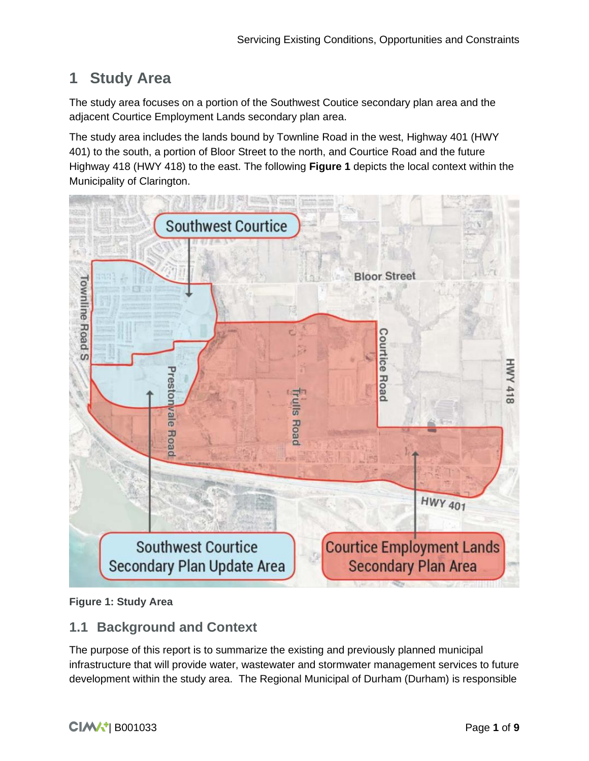# 1 Study Area

The study area focuses on a portion of the Southwest Coutice secondary plan area and the adjacent Courtice Employment Lands secondary plan area.

The study area includes the lands bound by Townline Road in the west, Highway 401 (HWY 401) to the south, a portion of Bloor Street to the north, and Courtice Road and the future Highway 418 (HWY 418) to the east. The following **Figure 1** depicts the local context within the Municipality of Clarington.

**Figure 1: Study Area**

## 1.1 Background and Context

The purpose of this report is to summarize the existing and previously planned municipal infrastructure that will provide water, wastewater and stormwater management services to future development within the study area. The Regional Municipal of Durham (Durham) is responsible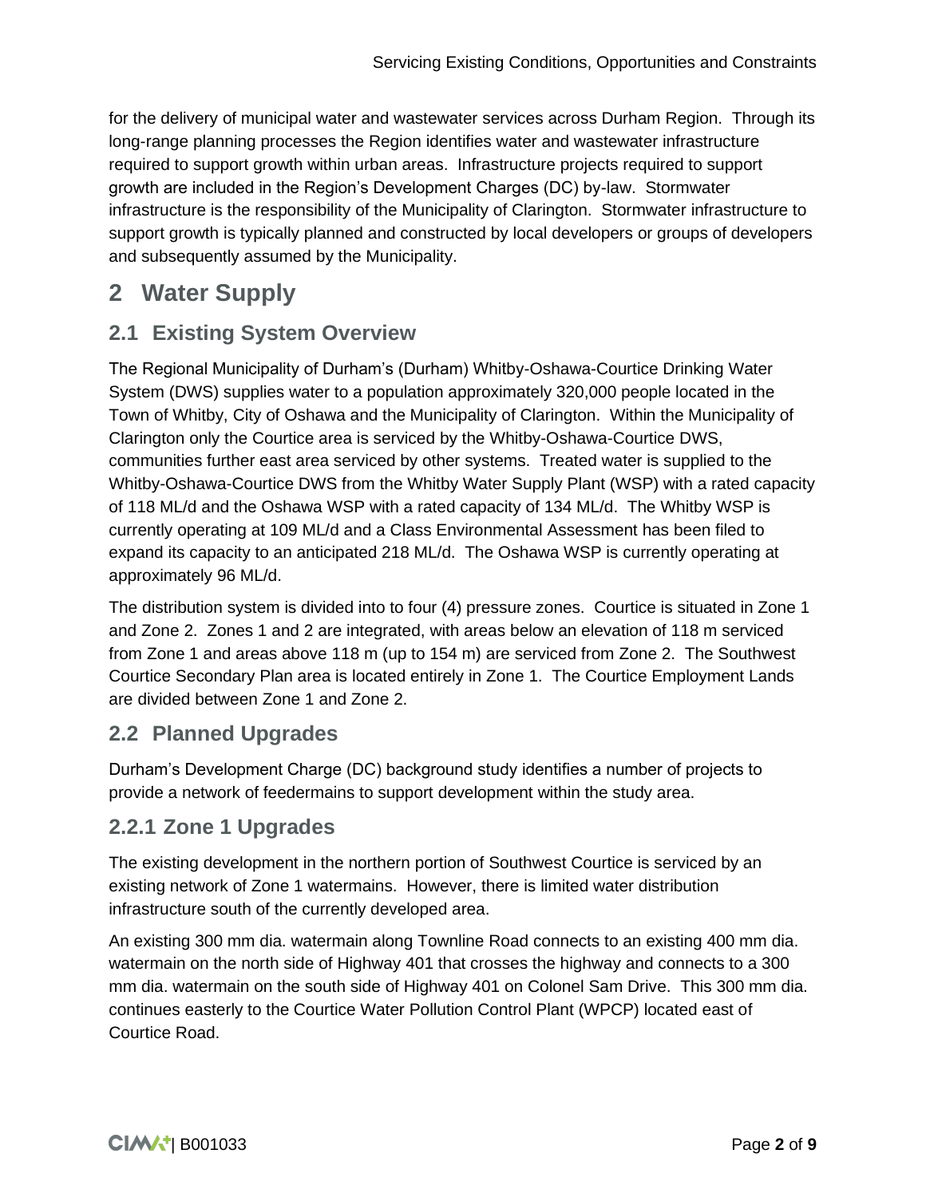for the delivery of municipal water and wastewater services across Durham Region. Through its long-range planning processes the Region identifies water and wastewater infrastructure required to support growth within urban areas. Infrastructure projects required to support growth are included in the Region's Development Charges (DC) by-law. Stormwater infrastructure is the responsibility of the Municipality of Clarington. Stormwater infrastructure to support growth is typically planned and constructed by local developers or groups of developers and subsequently assumed by the Municipality.

# 2 Water Supply

## 2.1 Existing System Overview

The Regional Municipality of Durham's (Durham) Whitby-Oshawa-Courtice Drinking Water System (DWS) supplies water to a population approximately 320,000 people located in the Town of Whitby, City of Oshawa and the Municipality of Clarington. Within the Municipality of Clarington only the Courtice area is serviced by the Whitby-Oshawa-Courtice DWS, communities further east area serviced by other systems. Treated water is supplied to the Whitby-Oshawa-Courtice DWS from the Whitby Water Supply Plant (WSP) with a rated capacity of 118 ML/d and the Oshawa WSP with a rated capacity of 134 ML/d. The Whitby WSP is currently operating at 109 ML/d and a Class Environmental Assessment has been filed to expand its capacity to an anticipated 218 ML/d. The Oshawa WSP is currently operating at approximately 96 ML/d.

The distribution system is divided into to four (4) pressure zones. Courtice is situated in Zone 1 and Zone 2. Zones 1 and 2 are integrated, with areas below an elevation of 118 m serviced from Zone 1 and areas above 118 m (up to 154 m) are serviced from Zone 2. The Southwest Courtice Secondary Plan area is located entirely in Zone 1. The Courtice Employment Lands are divided between Zone 1 and Zone 2.

## 2.2 Planned Upgrades

Durham's Development Charge (DC) background study identifies a number of projects to provide a network of feedermains to support development within the study area.

### 2.2.1 Zone 1 Upgrades

The existing development in the northern portion of Southwest Courtice is serviced by an existing network of Zone 1 watermains. However, there is limited water distribution infrastructure south of the currently developed area.

An existing 300 mm dia. watermain along Townline Road connects to an existing 400 mm dia. watermain on the north side of Highway 401 that crosses the highway and connects to a 300 mm dia. watermain on the south side of Highway 401 on Colonel Sam Drive. This 300 mm dia. continues easterly to the Courtice Water Pollution Control Plant (WPCP) located east of Courtice Road.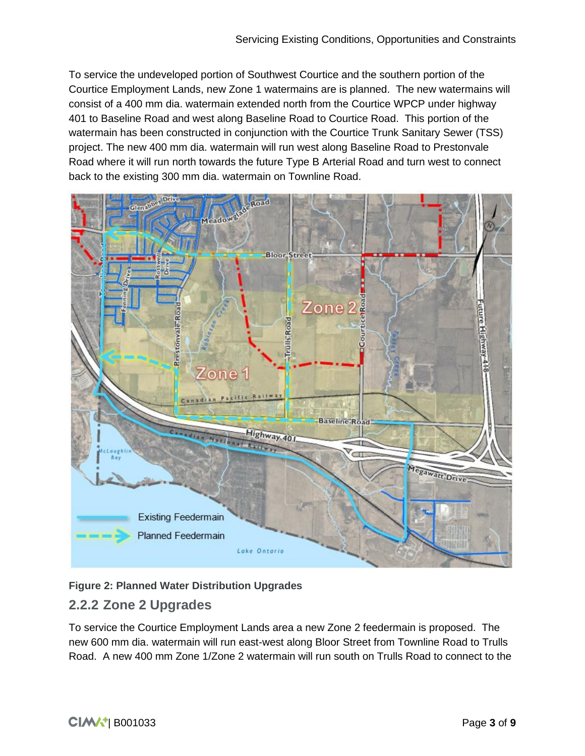To service the undeveloped portion of Southwest Courtice and the southern portion of the Courtice Employment Lands, new Zone 1 watermains are is planned. The new watermains will consist of a 400 mm dia. watermain extended north from the Courtice WPCP under highway 401 to Baseline Road and west along Baseline Road to Courtice Road. This portion of the watermain has been constructed in conjunction with the Courtice Trunk Sanitary Sewer (TSS) project. The new 400 mm dia. watermain will run west along Baseline Road to Prestonvale Road where it will run north towards the future Type B Arterial Road and turn west to connect back to the existing 300 mm dia. watermain on Townline Road.

**Figure 2: Planned Water Distribution Upgrades**

### 2.2.2 Zone 2 Upgrades

To service the Courtice Employment Lands area a new Zone 2 feedermain is proposed. The new 600 mm dia. watermain will run east-west along Bloor Street from Townline Road to Trulls Road. A new 400 mm Zone 1/Zone 2 watermain will run south on Trulls Road to connect to the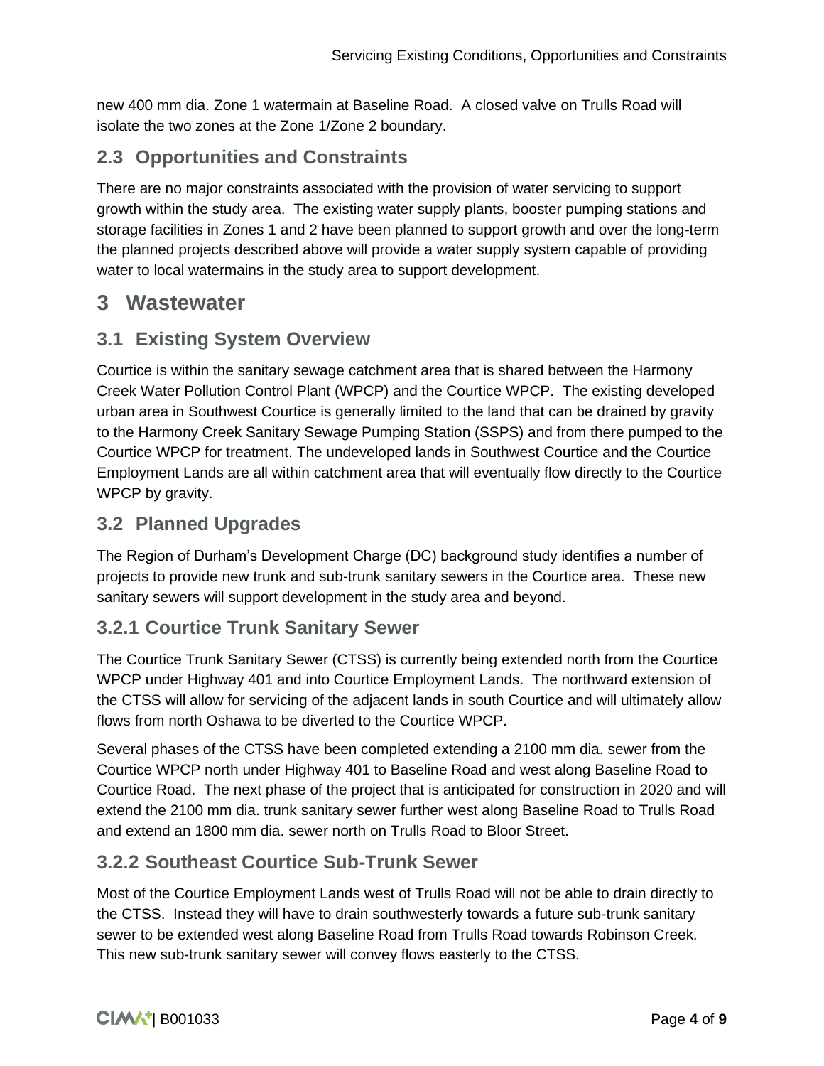new 400 mm dia. Zone 1 watermain at Baseline Road. A closed valve on Trulls Road will isolate the two zones at the Zone 1/Zone 2 boundary.

## 2.3 Opportunities and Constraints

There are no major constraints associated with the provision of water servicing to support growth within the study area. The existing water supply plants, booster pumping stations and storage facilities in Zones 1 and 2 have been planned to support growth and over the long-term the planned projects described above will provide a water supply system capable of providing water to local watermains in the study area to support development.

# 3 Wastewater

## 3.1 Existing System Overview

Courtice is within the sanitary sewage catchment area that is shared between the Harmony Creek Water Pollution Control Plant (WPCP) and the Courtice WPCP. The existing developed urban area in Southwest Courtice is generally limited to the land that can be drained by gravity to the Harmony Creek Sanitary Sewage Pumping Station (SSPS) and from there pumped to the Courtice WPCP for treatment. The undeveloped lands in Southwest Courtice and the Courtice Employment Lands are all within catchment area that will eventually flow directly to the Courtice WPCP by gravity.

## 3.2 Planned Upgrades

The Region of Durham's Development Charge (DC) background study identifies a number of projects to provide new trunk and sub-trunk sanitary sewers in the Courtice area. These new sanitary sewers will support development in the study area and beyond.

### 3.2.1 Courtice Trunk Sanitary Sewer

The Courtice Trunk Sanitary Sewer (CTSS) is currently being extended north from the Courtice WPCP under Highway 401 and into Courtice Employment Lands. The northward extension of the CTSS will allow for servicing of the adjacent lands in south Courtice and will ultimately allow flows from north Oshawa to be diverted to the Courtice WPCP.

Several phases of the CTSS have been completed extending a 2100 mm dia. sewer from the Courtice WPCP north under Highway 401 to Baseline Road and west along Baseline Road to Courtice Road. The next phase of the project that is anticipated for construction in 2020 and will extend the 2100 mm dia. trunk sanitary sewer further west along Baseline Road to Trulls Road and extend an 1800 mm dia. sewer north on Trulls Road to Bloor Street.

### 3.2.2 Southeast Courtice Sub-Trunk Sewer

Most of the Courtice Employment Lands west of Trulls Road will not be able to drain directly to the CTSS. Instead they will have to drain southwesterly towards a future sub-trunk sanitary sewer to be extended west along Baseline Road from Trulls Road towards Robinson Creek. This new sub-trunk sanitary sewer will convey flows easterly to the CTSS.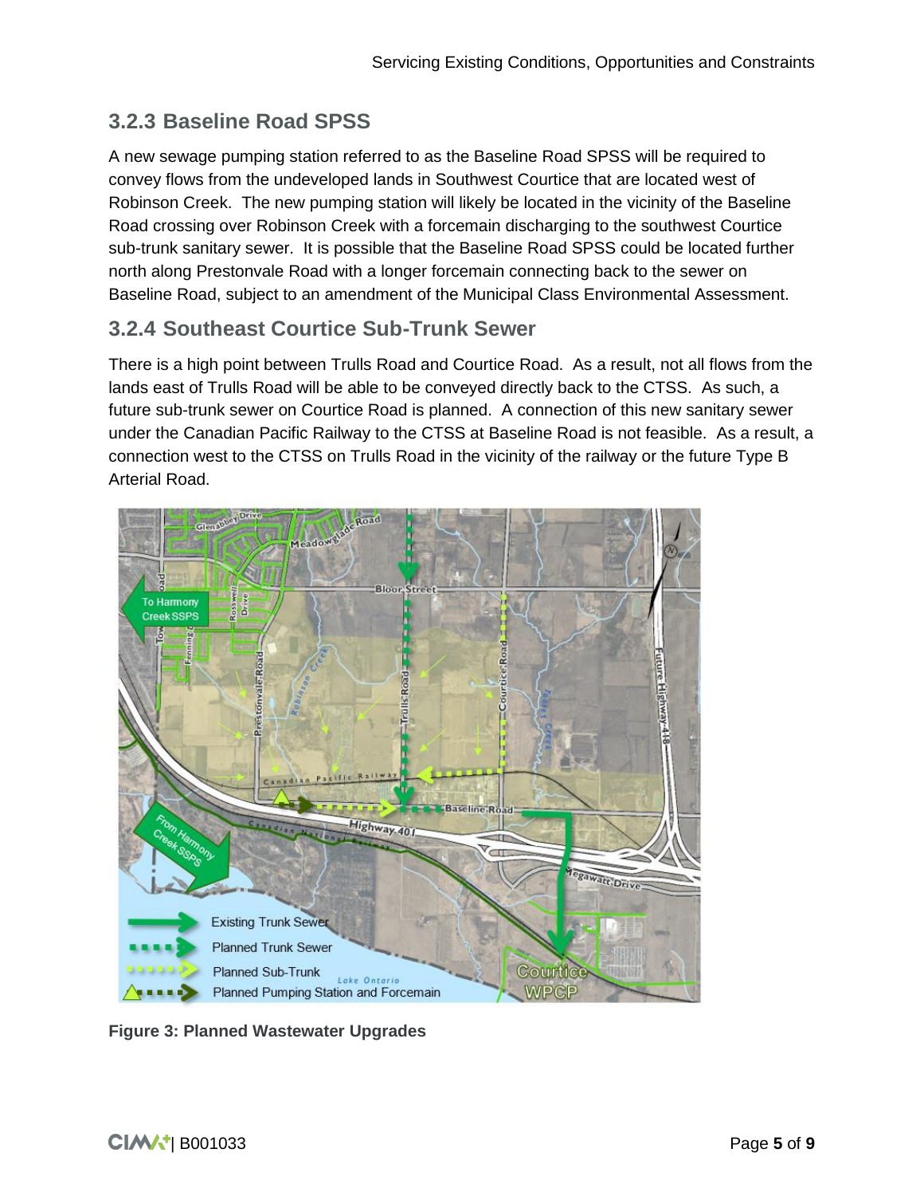### 3.2.3 Baseline Road SPSS

A new sewage pumping station referred to as the Baseline Road SPSS will be required to convey flows from the undeveloped lands in Southwest Courtice that are located west of Robinson Creek. The new pumping station will likely be located in the vicinity of the Baseline Road crossing over Robinson Creek with a forcemain discharging to the southwest Courtice sub-trunk sanitary sewer. It is possible that the Baseline Road SPSS could be located further north along Prestonvale Road with a longer forcemain connecting back to the sewer on Baseline Road, subject to an amendment of the Municipal Class Environmental Assessment.

### 3.2.4 Southeast Courtice Sub-Trunk Sewer

There is a high point between Trulls Road and Courtice Road. As a result, not all flows from the lands east of Trulls Road will be able to be conveyed directly back to the CTSS. As such, a future sub-trunk sewer on Courtice Road is planned. A connection of this new sanitary sewer under the Canadian Pacific Railway to the CTSS at Baseline Road is not feasible. As a result, a connection west to the CTSS on Trulls Road in the vicinity of the railway or the future Type B Arterial Road.

**Figure 3: Planned Wastewater Upgrades**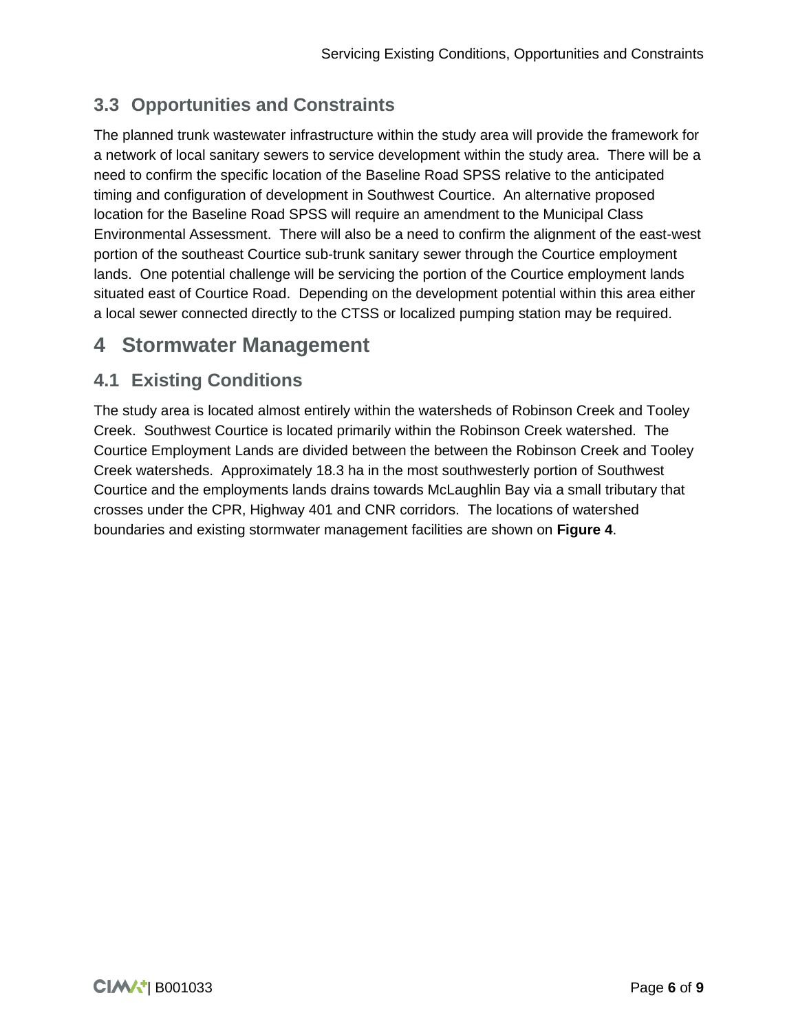## 3.3 Opportunities and Constraints

The planned trunk wastewater infrastructure within the study area will provide the framework for a network of local sanitary sewers to service development within the study area. There will be a need to confirm the specific location of the Baseline Road SPSS relative to the anticipated timing and configuration of development in Southwest Courtice. An alternative proposed location for the Baseline Road SPSS will require an amendment to the Municipal Class Environmental Assessment. There will also be a need to confirm the alignment of the east-west portion of the southeast Courtice sub-trunk sanitary sewer through the Courtice employment lands. One potential challenge will be servicing the portion of the Courtice employment lands situated east of Courtice Road. Depending on the development potential within this area either a local sewer connected directly to the CTSS or localized pumping station may be required.

# 4 Stormwater Management

## 4.1 Existing Conditions

The study area is located almost entirely within the watersheds of Robinson Creek and Tooley Creek. Southwest Courtice is located primarily within the Robinson Creek watershed. The Courtice Employment Lands are divided between the between the Robinson Creek and Tooley Creek watersheds. Approximately 18.3 ha in the most southwesterly portion of Southwest Courtice and the employments lands drains towards McLaughlin Bay via a small tributary that crosses under the CPR, Highway 401 and CNR corridors. The locations of watershed boundaries and existing stormwater management facilities are shown on **Figure 4**.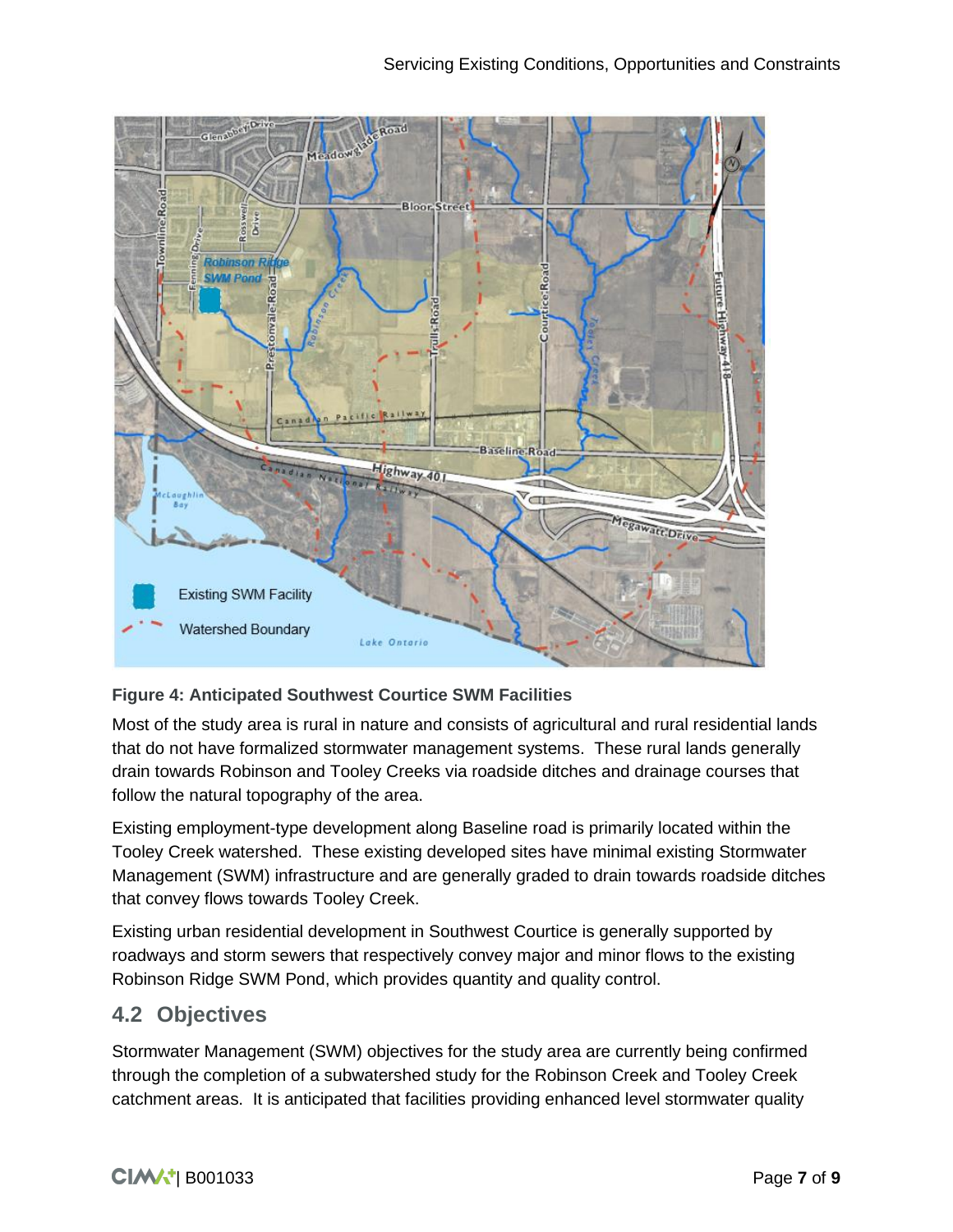**Figure 4: Anticipated Southwest Courtice SWM Facilities**

Most of the study area is rural in nature and consists of agricultural and rural residential lands that do not have formalized stormwater management systems. These rural lands generally drain towards Robinson and Tooley Creeks via roadside ditches and drainage courses that follow the natural topography of the area.

Existing employment-type development along Baseline road is primarily located within the Tooley Creek watershed. These existing developed sites have minimal existing Stormwater Management (SWM) infrastructure and are generally graded to drain towards roadside ditches that convey flows towards Tooley Creek.

Existing urban residential development in Southwest Courtice is generally supported by roadways and storm sewers that respectively convey major and minor flows to the existing Robinson Ridge SWM Pond, which provides quantity and quality control.

## 4.2 Objectives

Stormwater Management (SWM) objectives for the study area are currently being confirmed through the completion of a subwatershed study for the Robinson Creek and Tooley Creek catchment areas. It is anticipated that facilities providing enhanced level stormwater quality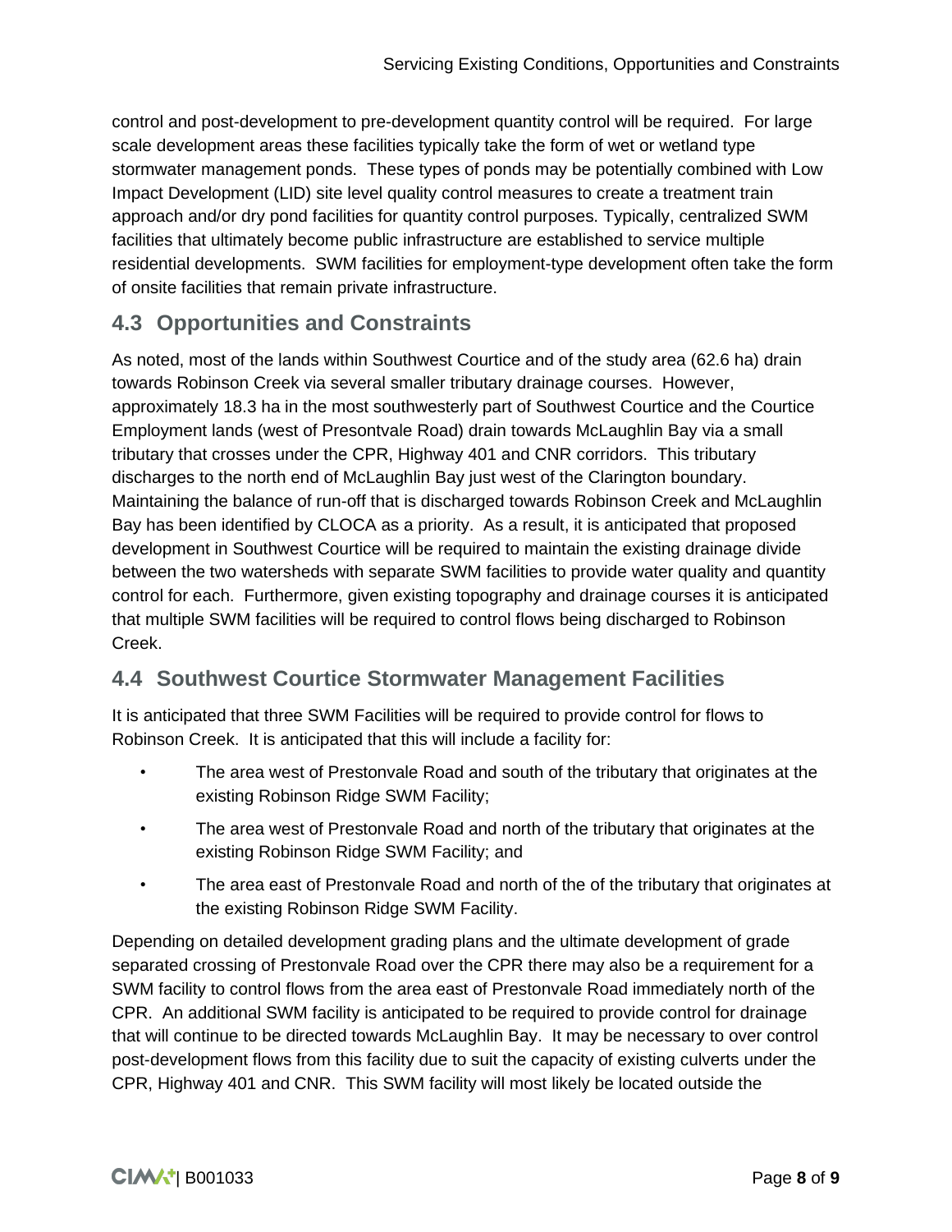control and post-development to pre-development quantity control will be required. For large scale development areas these facilities typically take the form of wet or wetland type stormwater management ponds. These types of ponds may be potentially combined with Low Impact Development (LID) site level quality control measures to create a treatment train approach and/or dry pond facilities for quantity control purposes. Typically, centralized SWM facilities that ultimately become public infrastructure are established to service multiple residential developments. SWM facilities for employment-type development often take the form of onsite facilities that remain private infrastructure.

## 4.3 Opportunities and Constraints

As noted, most of the lands within Southwest Courtice and of the study area (62.6 ha) drain towards Robinson Creek via several smaller tributary drainage courses. However, approximately 18.3 ha in the most southwesterly part of Southwest Courtice and the Courtice Employment lands (west of Presontvale Road) drain towards McLaughlin Bay via a small tributary that crosses under the CPR, Highway 401 and CNR corridors. This tributary discharges to the north end of McLaughlin Bay just west of the Clarington boundary. Maintaining the balance of run-off that is discharged towards Robinson Creek and McLaughlin Bay has been identified by CLOCA as a priority. As a result, it is anticipated that proposed development in Southwest Courtice will be required to maintain the existing drainage divide between the two watersheds with separate SWM facilities to provide water quality and quantity control for each. Furthermore, given existing topography and drainage courses it is anticipated that multiple SWM facilities will be required to control flows being discharged to Robinson Creek.

## 4.4 Southwest Courtice Stormwater Management Facilities

It is anticipated that three SWM Facilities will be required to provide control for flows to Robinson Creek. It is anticipated that this will include a facility for:

- The area west of Prestonvale Road and south of the tributary that originates at the existing Robinson Ridge SWM Facility;
- The area west of Prestonvale Road and north of the tributary that originates at the existing Robinson Ridge SWM Facility; and
- The area east of Prestonvale Road and north of the of the tributary that originates at the existing Robinson Ridge SWM Facility.

Depending on detailed development grading plans and the ultimate development of grade separated crossing of Prestonvale Road over the CPR there may also be a requirement for a SWM facility to control flows from the area east of Prestonvale Road immediately north of the CPR. An additional SWM facility is anticipated to be required to provide control for drainage that will continue to be directed towards McLaughlin Bay. It may be necessary to over control post-development flows from this facility due to suit the capacity of existing culverts under the CPR, Highway 401 and CNR. This SWM facility will most likely be located outside the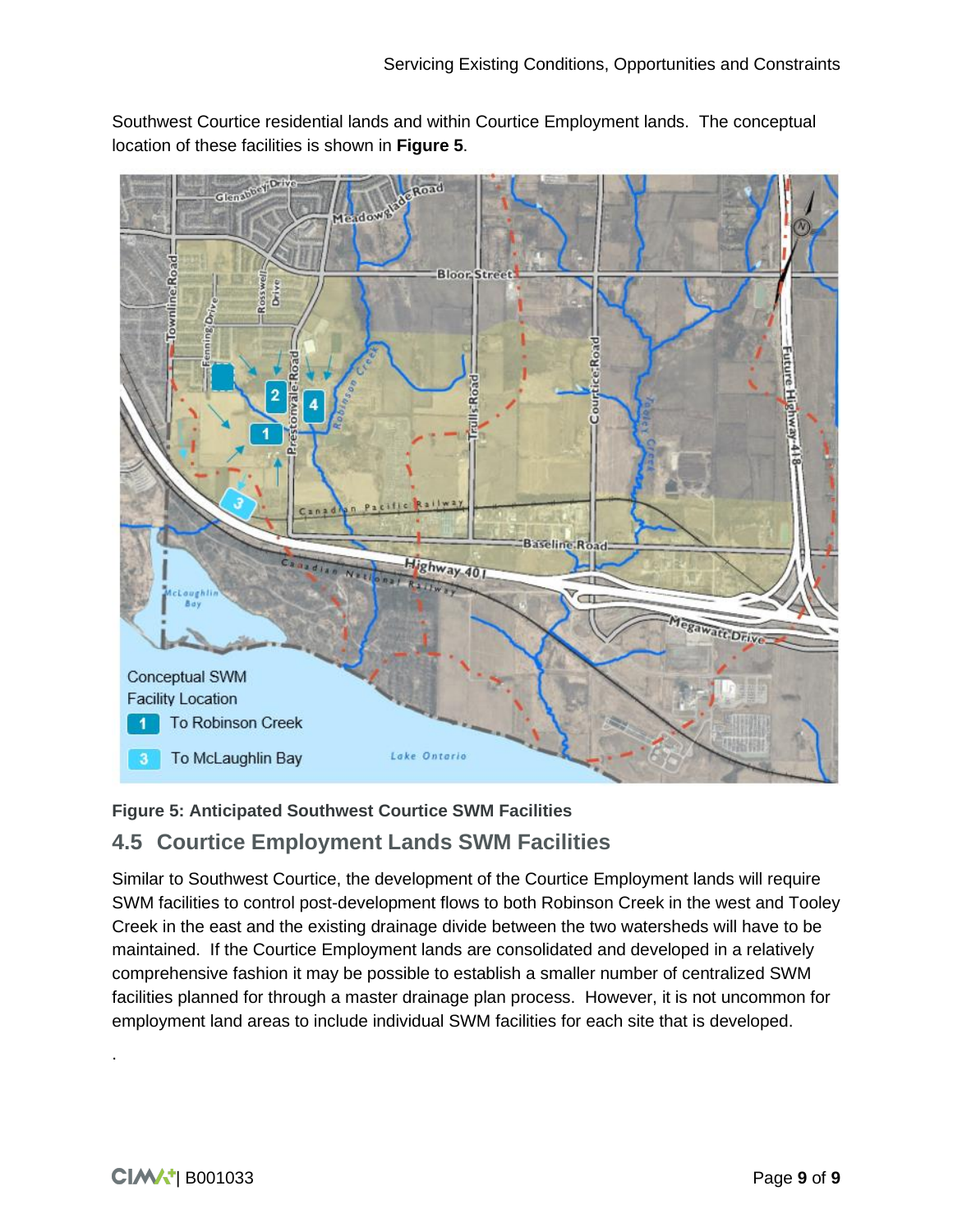Southwest Courtice residential lands and within Courtice Employment lands. The conceptual location of these facilities is shown in **Figure 5**.

**Figure 5: Anticipated Southwest Courtice SWM Facilities**

## 4.5 Courtice Employment Lands SWM Facilities

Similar to Southwest Courtice, the development of the Courtice Employment lands will require SWM facilities to control post-development flows to both Robinson Creek in the west and Tooley Creek in the east and the existing drainage divide between the two watersheds will have to be maintained. If the Courtice Employment lands are consolidated and developed in a relatively comprehensive fashion it may be possible to establish a smaller number of centralized SWM facilities planned for through a master drainage plan process. However, it is not uncommon for employment land areas to include individual SWM facilities for each site that is developed.

.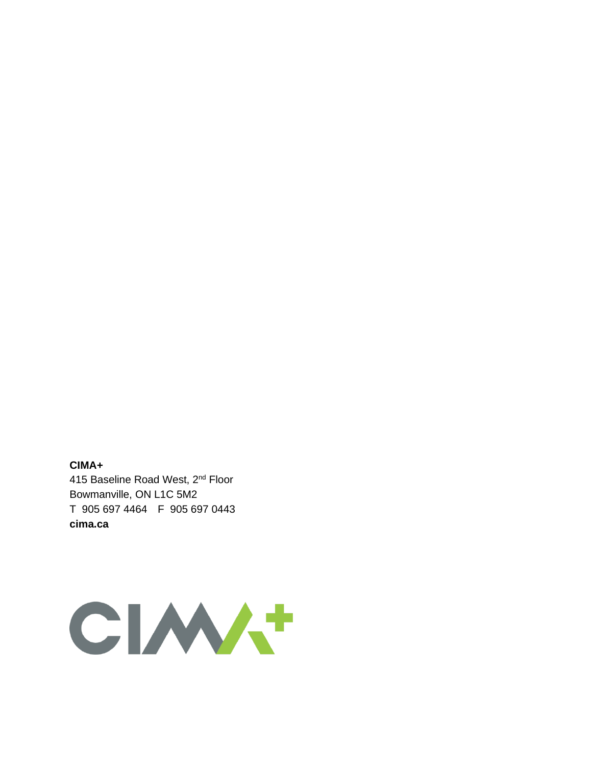**CIMA+**
415 Baseline Road West, 2nd Floor
Bowmanville, ON L1C 5M2
T 905 697 4464 F 905 697 0443
**cima.ca**